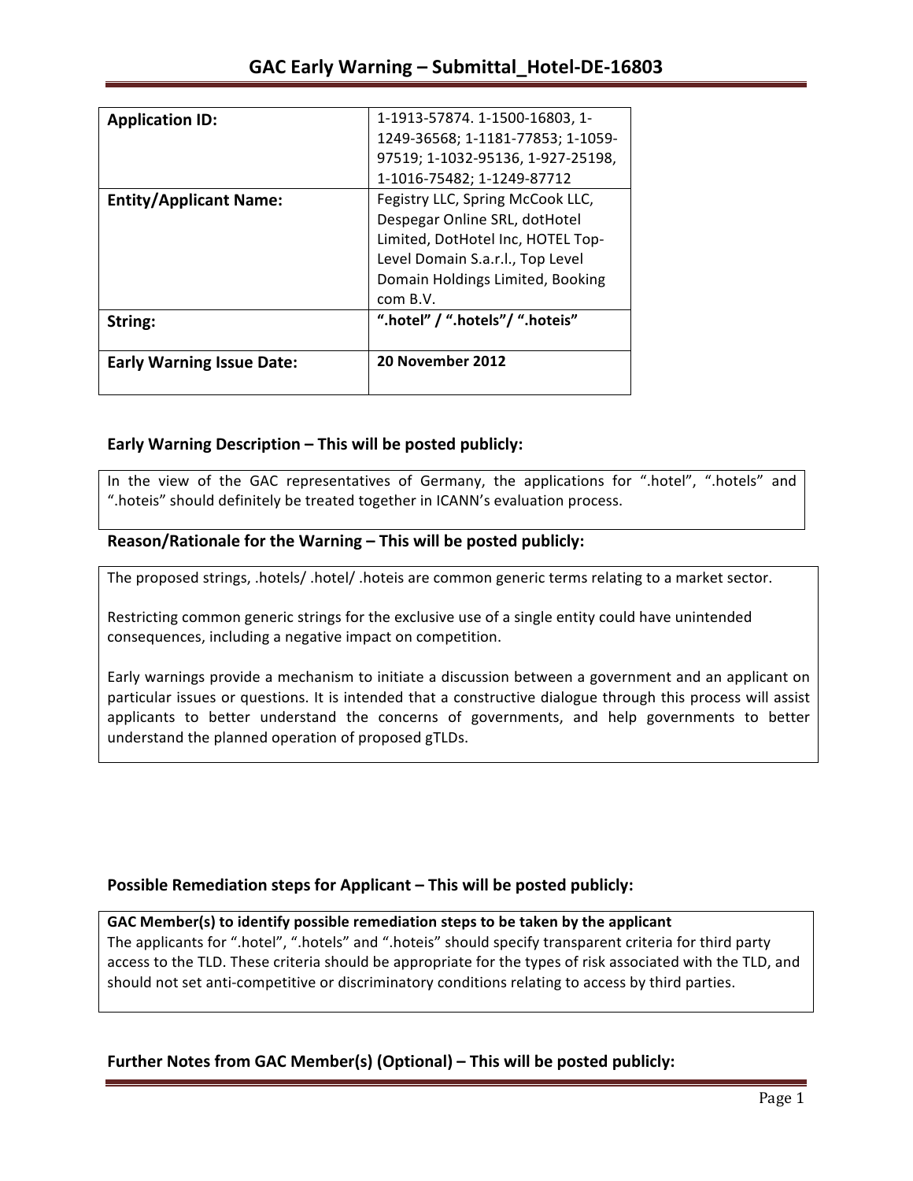# GAC Early Warning – Submittal_Hotel-DE-16803

| **Application ID:** | 1-1913-57874. 1-1500-16803, 1-1249-36568; 1-1181-77853; 1-1059-97519; 1-1032-95136, 1-927-25198, 1-1016-75482; 1-1249-87712 |
|---|---|
| **Entity/Applicant Name:** | Fegistry LLC, Spring McCook LLC, Despegar Online SRL, dotHotel Limited, DotHotel Inc, HOTEL Top-Level Domain S.a.r.l., Top Level Domain Holdings Limited, Booking com B.V. |
| **String:** | **".hotel" / ".hotels"/ ".hoteis"** |
| **Early Warning Issue Date:** | **20 November 2012** |

## Early Warning Description – This will be posted publicly:

In the view of the GAC representatives of Germany, the applications for ".hotel", ".hotels" and ".hoteis" should definitely be treated together in ICANN's evaluation process.

## Reason/Rationale for the Warning – This will be posted publicly:

The proposed strings, .hotels/ .hotel/ .hoteis are common generic terms relating to a market sector.

Restricting common generic strings for the exclusive use of a single entity could have unintended consequences, including a negative impact on competition.

Early warnings provide a mechanism to initiate a discussion between a government and an applicant on particular issues or questions. It is intended that a constructive dialogue through this process will assist applicants to better understand the concerns of governments, and help governments to better understand the planned operation of proposed gTLDs.

## Possible Remediation steps for Applicant – This will be posted publicly:

**GAC Member(s) to identify possible remediation steps to be taken by the applicant**

The applicants for ".hotel", ".hotels" and ".hoteis" should specify transparent criteria for third party access to the TLD. These criteria should be appropriate for the types of risk associated with the TLD, and should not set anti-competitive or discriminatory conditions relating to access by third parties.

## Further Notes from GAC Member(s) (Optional) – This will be posted publicly: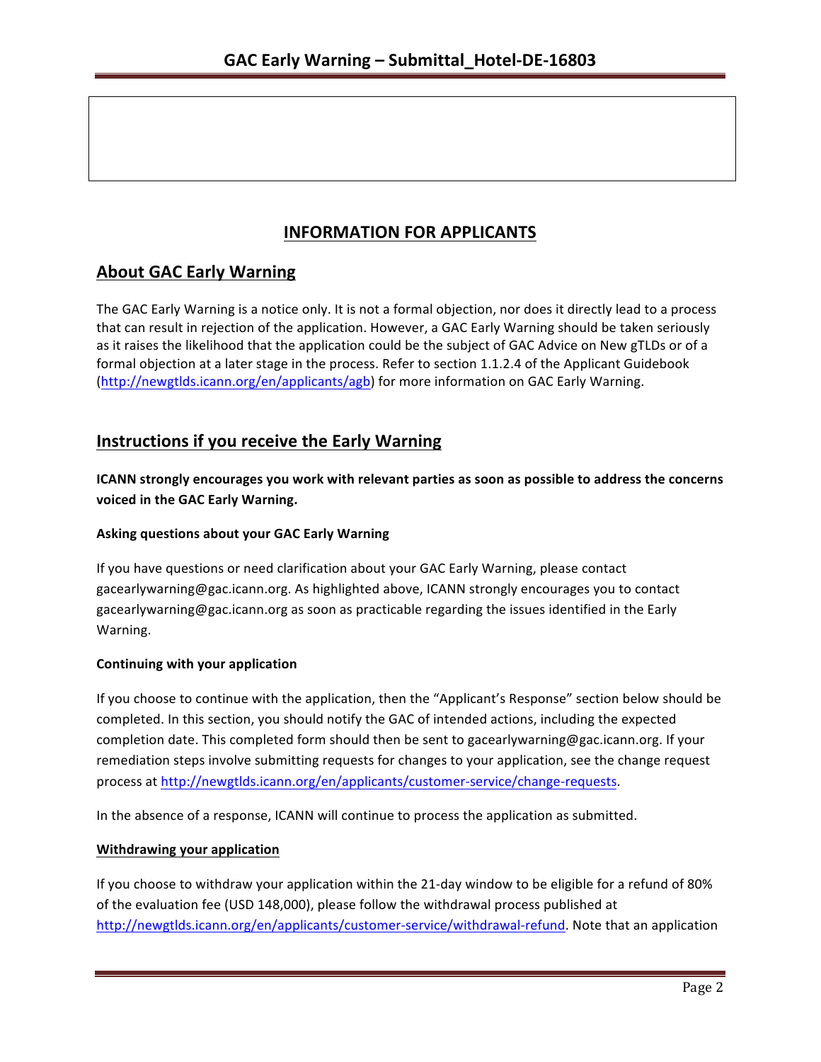# INFORMATION FOR APPLICANTS

## About GAC Early Warning

The GAC Early Warning is a notice only. It is not a formal objection, nor does it directly lead to a process that can result in rejection of the application. However, a GAC Early Warning should be taken seriously as it raises the likelihood that the application could be the subject of GAC Advice on New gTLDs or of a formal objection at a later stage in the process. Refer to section 1.1.2.4 of the Applicant Guidebook (http://newgtlds.icann.org/en/applicants/agb) for more information on GAC Early Warning.

## Instructions if you receive the Early Warning

**ICANN strongly encourages you work with relevant parties as soon as possible to address the concerns voiced in the GAC Early Warning.**

### Asking questions about your GAC Early Warning

If you have questions or need clarification about your GAC Early Warning, please contact gacearlywarning@gac.icann.org. As highlighted above, ICANN strongly encourages you to contact gacearlywarning@gac.icann.org as soon as practicable regarding the issues identified in the Early Warning.

### Continuing with your application

If you choose to continue with the application, then the "Applicant's Response" section below should be completed. In this section, you should notify the GAC of intended actions, including the expected completion date. This completed form should then be sent to gacearlywarning@gac.icann.org. If your remediation steps involve submitting requests for changes to your application, see the change request process at http://newgtlds.icann.org/en/applicants/customer-service/change-requests.

In the absence of a response, ICANN will continue to process the application as submitted.

### Withdrawing your application

If you choose to withdraw your application within the 21-day window to be eligible for a refund of 80% of the evaluation fee (USD 148,000), please follow the withdrawal process published at http://newgtlds.icann.org/en/applicants/customer-service/withdrawal-refund. Note that an application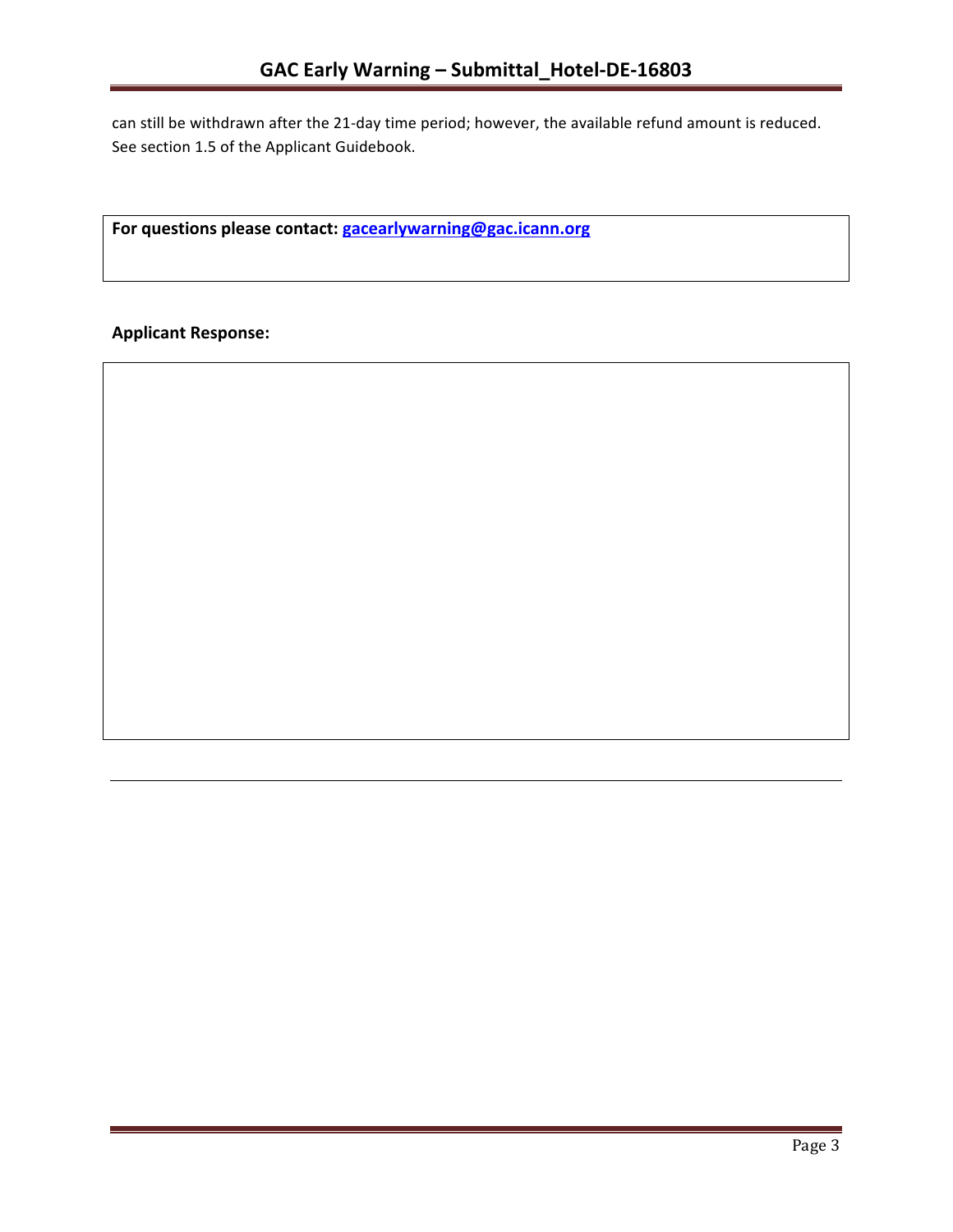can still be withdrawn after the 21-day time period; however, the available refund amount is reduced. See section 1.5 of the Applicant Guidebook.

**For questions please contact: gacearlywarning@gac.icann.org**

**Applicant Response:**